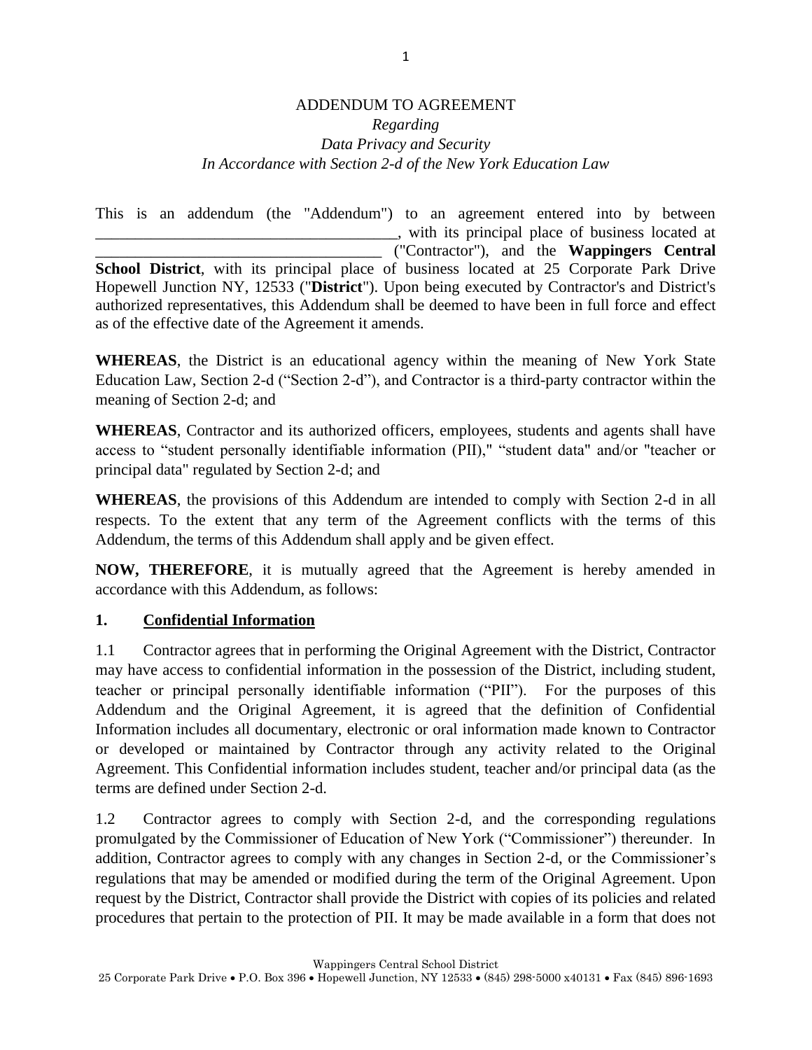ADDENDUM TO AGREEMENT

*Regarding*

*Data Privacy and Security*

*In Accordance with Section 2-d of the New York Education Law*

This is an addendum (the "Addendum") to an agreement entered into by between ______________________________________, with its principal place of business located at ____________________________________ ("Contractor"), and the **Wappingers Central School District**, with its principal place of business located at 25 Corporate Park Drive Hopewell Junction NY, 12533 ("**District**"). Upon being executed by Contractor's and District's authorized representatives, this Addendum shall be deemed to have been in full force and effect as of the effective date of the Agreement it amends.

**WHEREAS**, the District is an educational agency within the meaning of New York State Education Law, Section 2-d ("Section 2-d"), and Contractor is a third-party contractor within the meaning of Section 2-d; and

**WHEREAS**, Contractor and its authorized officers, employees, students and agents shall have access to "student personally identifiable information (PII)," "student data" and/or "teacher or principal data" regulated by Section 2-d; and

**WHEREAS**, the provisions of this Addendum are intended to comply with Section 2-d in all respects. To the extent that any term of the Agreement conflicts with the terms of this Addendum, the terms of this Addendum shall apply and be given effect.

**NOW, THEREFORE**, it is mutually agreed that the Agreement is hereby amended in accordance with this Addendum, as follows:

## 1. Confidential Information

1.1 Contractor agrees that in performing the Original Agreement with the District, Contractor may have access to confidential information in the possession of the District, including student, teacher or principal personally identifiable information ("PII"). For the purposes of this Addendum and the Original Agreement, it is agreed that the definition of Confidential Information includes all documentary, electronic or oral information made known to Contractor or developed or maintained by Contractor through any activity related to the Original Agreement. This Confidential information includes student, teacher and/or principal data (as the terms are defined under Section 2-d.

1.2 Contractor agrees to comply with Section 2-d, and the corresponding regulations promulgated by the Commissioner of Education of New York ("Commissioner") thereunder. In addition, Contractor agrees to comply with any changes in Section 2-d, or the Commissioner's regulations that may be amended or modified during the term of the Original Agreement. Upon request by the District, Contractor shall provide the District with copies of its policies and related procedures that pertain to the protection of PII. It may be made available in a form that does not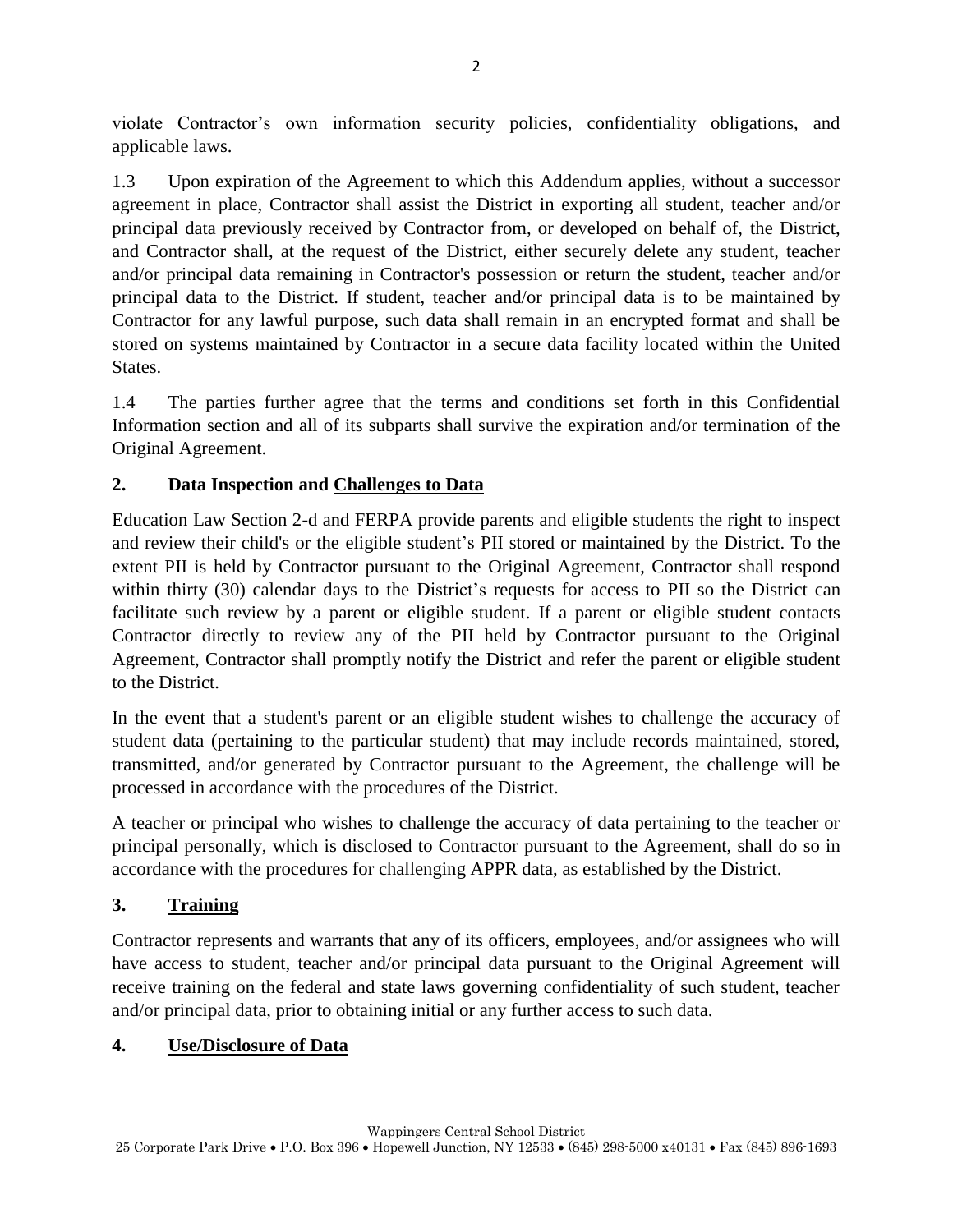violate Contractor's own information security policies, confidentiality obligations, and applicable laws.

1.3 Upon expiration of the Agreement to which this Addendum applies, without a successor agreement in place, Contractor shall assist the District in exporting all student, teacher and/or principal data previously received by Contractor from, or developed on behalf of, the District, and Contractor shall, at the request of the District, either securely delete any student, teacher and/or principal data remaining in Contractor's possession or return the student, teacher and/or principal data to the District. If student, teacher and/or principal data is to be maintained by Contractor for any lawful purpose, such data shall remain in an encrypted format and shall be stored on systems maintained by Contractor in a secure data facility located within the United States.

1.4 The parties further agree that the terms and conditions set forth in this Confidential Information section and all of its subparts shall survive the expiration and/or termination of the Original Agreement.

## 2. Data Inspection and Challenges to Data

Education Law Section 2-d and FERPA provide parents and eligible students the right to inspect and review their child's or the eligible student's PII stored or maintained by the District. To the extent PII is held by Contractor pursuant to the Original Agreement, Contractor shall respond within thirty (30) calendar days to the District's requests for access to PII so the District can facilitate such review by a parent or eligible student. If a parent or eligible student contacts Contractor directly to review any of the PII held by Contractor pursuant to the Original Agreement, Contractor shall promptly notify the District and refer the parent or eligible student to the District.

In the event that a student's parent or an eligible student wishes to challenge the accuracy of student data (pertaining to the particular student) that may include records maintained, stored, transmitted, and/or generated by Contractor pursuant to the Agreement, the challenge will be processed in accordance with the procedures of the District.

A teacher or principal who wishes to challenge the accuracy of data pertaining to the teacher or principal personally, which is disclosed to Contractor pursuant to the Agreement, shall do so in accordance with the procedures for challenging APPR data, as established by the District.

## 3. Training

Contractor represents and warrants that any of its officers, employees, and/or assignees who will have access to student, teacher and/or principal data pursuant to the Original Agreement will receive training on the federal and state laws governing confidentiality of such student, teacher and/or principal data, prior to obtaining initial or any further access to such data.

## 4. Use/Disclosure of Data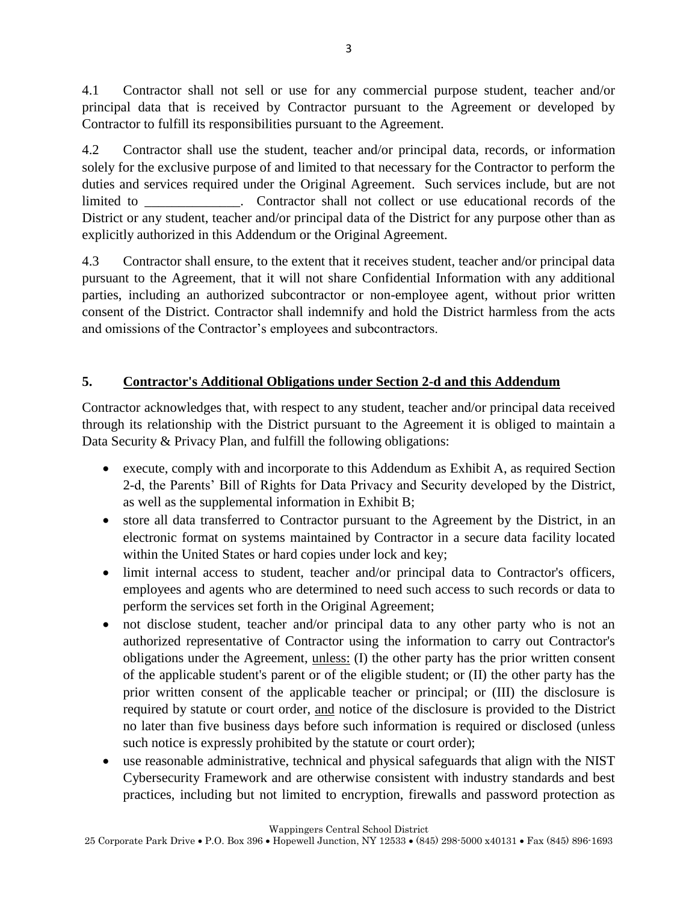4.1 Contractor shall not sell or use for any commercial purpose student, teacher and/or principal data that is received by Contractor pursuant to the Agreement or developed by Contractor to fulfill its responsibilities pursuant to the Agreement.

4.2 Contractor shall use the student, teacher and/or principal data, records, or information solely for the exclusive purpose of and limited to that necessary for the Contractor to perform the duties and services required under the Original Agreement. Such services include, but are not limited to ______________. Contractor shall not collect or use educational records of the District or any student, teacher and/or principal data of the District for any purpose other than as explicitly authorized in this Addendum or the Original Agreement.

4.3 Contractor shall ensure, to the extent that it receives student, teacher and/or principal data pursuant to the Agreement, that it will not share Confidential Information with any additional parties, including an authorized subcontractor or non-employee agent, without prior written consent of the District. Contractor shall indemnify and hold the District harmless from the acts and omissions of the Contractor's employees and subcontractors.

## 5. <u>Contractor's Additional Obligations under Section 2-d and this Addendum</u>

Contractor acknowledges that, with respect to any student, teacher and/or principal data received through its relationship with the District pursuant to the Agreement it is obliged to maintain a Data Security & Privacy Plan, and fulfill the following obligations:

- execute, comply with and incorporate to this Addendum as Exhibit A, as required Section 2-d, the Parents' Bill of Rights for Data Privacy and Security developed by the District, as well as the supplemental information in Exhibit B;
- store all data transferred to Contractor pursuant to the Agreement by the District, in an electronic format on systems maintained by Contractor in a secure data facility located within the United States or hard copies under lock and key;
- limit internal access to student, teacher and/or principal data to Contractor's officers, employees and agents who are determined to need such access to such records or data to perform the services set forth in the Original Agreement;
- not disclose student, teacher and/or principal data to any other party who is not an authorized representative of Contractor using the information to carry out Contractor's obligations under the Agreement, <u>unless:</u> (I) the other party has the prior written consent of the applicable student's parent or of the eligible student; or (II) the other party has the prior written consent of the applicable teacher or principal; or (III) the disclosure is required by statute or court order, <u>and</u> notice of the disclosure is provided to the District no later than five business days before such information is required or disclosed (unless such notice is expressly prohibited by the statute or court order);
- use reasonable administrative, technical and physical safeguards that align with the NIST Cybersecurity Framework and are otherwise consistent with industry standards and best practices, including but not limited to encryption, firewalls and password protection as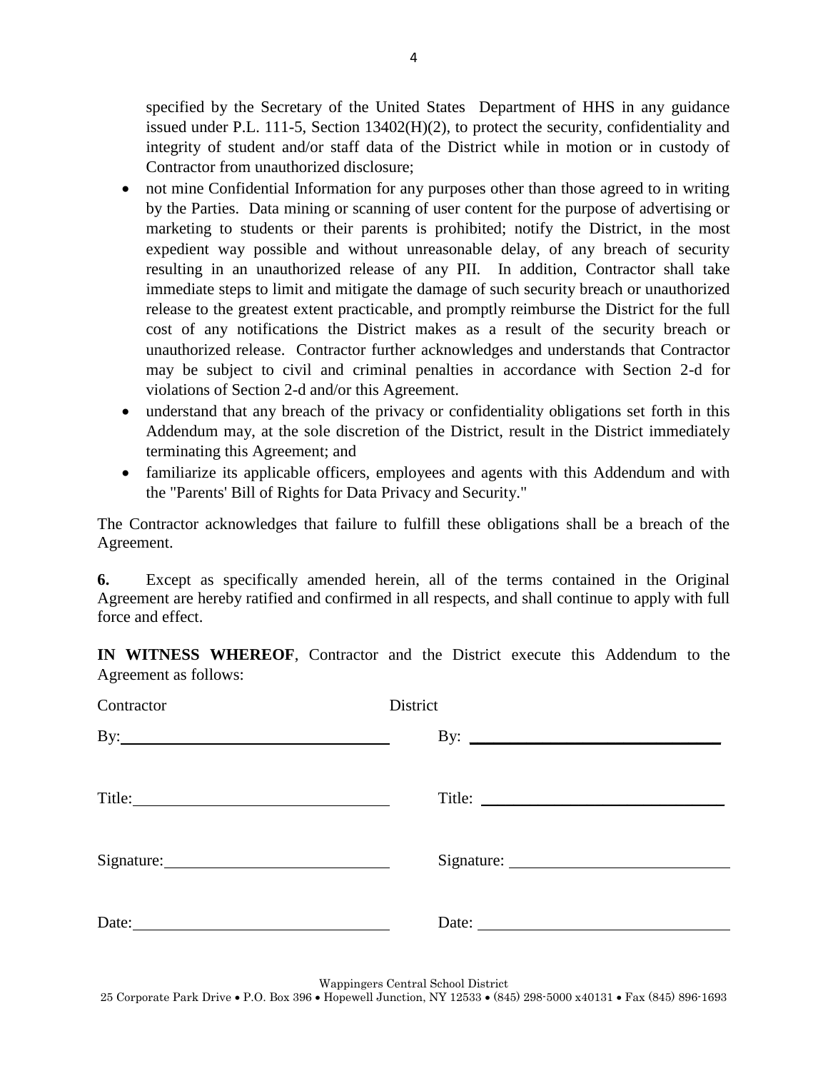specified by the Secretary of the United States Department of HHS in any guidance issued under P.L. 111-5, Section 13402(H)(2), to protect the security, confidentiality and integrity of student and/or staff data of the District while in motion or in custody of Contractor from unauthorized disclosure;

- not mine Confidential Information for any purposes other than those agreed to in writing by the Parties. Data mining or scanning of user content for the purpose of advertising or marketing to students or their parents is prohibited; notify the District, in the most expedient way possible and without unreasonable delay, of any breach of security resulting in an unauthorized release of any PII. In addition, Contractor shall take immediate steps to limit and mitigate the damage of such security breach or unauthorized release to the greatest extent practicable, and promptly reimburse the District for the full cost of any notifications the District makes as a result of the security breach or unauthorized release. Contractor further acknowledges and understands that Contractor may be subject to civil and criminal penalties in accordance with Section 2-d for violations of Section 2-d and/or this Agreement.
- understand that any breach of the privacy or confidentiality obligations set forth in this Addendum may, at the sole discretion of the District, result in the District immediately terminating this Agreement; and
- familiarize its applicable officers, employees and agents with this Addendum and with the "Parents' Bill of Rights for Data Privacy and Security."

The Contractor acknowledges that failure to fulfill these obligations shall be a breach of the Agreement.

**6.** Except as specifically amended herein, all of the terms contained in the Original Agreement are hereby ratified and confirmed in all respects, and shall continue to apply with full force and effect.

**IN WITNESS WHEREOF**, Contractor and the District execute this Addendum to the Agreement as follows:

| Contractor | District |
|---|---|
| By: ______________________ | By: ______________________ |
| Title: ______________________ | Title: ______________________ |
| Signature: ______________________ | Signature: ______________________ |
| Date: ______________________ | Date: ______________________ |

Wappingers Central School District
25 Corporate Park Drive • P.O. Box 396 • Hopewell Junction, NY 12533 • (845) 298-5000 x40131 • Fax (845) 896-1693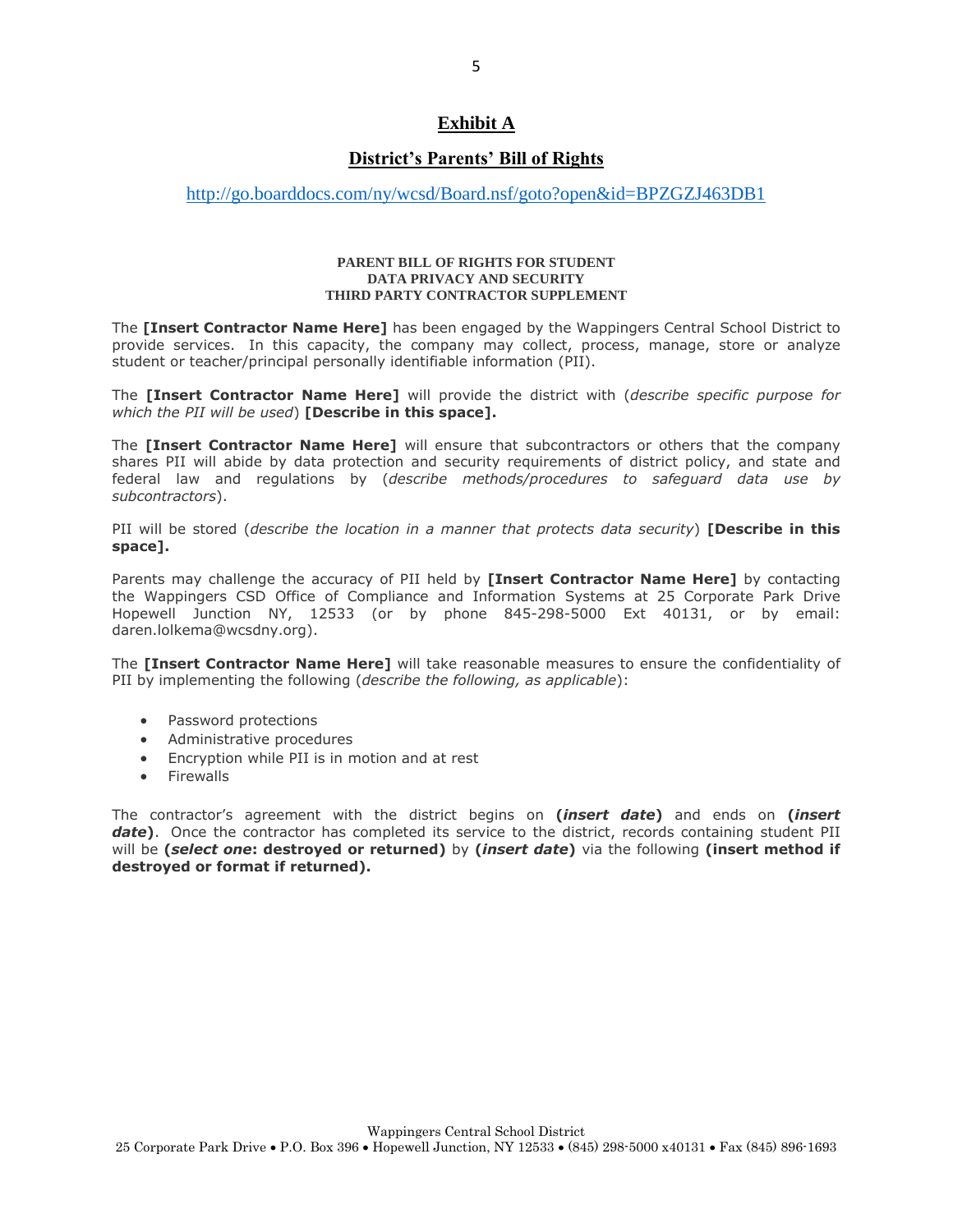# Exhibit A

## District's Parents' Bill of Rights

http://go.boarddocs.com/ny/wcsd/Board.nsf/goto?open&id=BPZGZJ463DB1

**PARENT BILL OF RIGHTS FOR STUDENT DATA PRIVACY AND SECURITY THIRD PARTY CONTRACTOR SUPPLEMENT**

The **[Insert Contractor Name Here]** has been engaged by the Wappingers Central School District to provide services. In this capacity, the company may collect, process, manage, store or analyze student or teacher/principal personally identifiable information (PII).

The **[Insert Contractor Name Here]** will provide the district with (*describe specific purpose for which the PII will be used*) **[Describe in this space].**

The **[Insert Contractor Name Here]** will ensure that subcontractors or others that the company shares PII will abide by data protection and security requirements of district policy, and state and federal law and regulations by (*describe methods/procedures to safeguard data use by subcontractors*).

PII will be stored (*describe the location in a manner that protects data security*) **[Describe in this space].**

Parents may challenge the accuracy of PII held by **[Insert Contractor Name Here]** by contacting the Wappingers CSD Office of Compliance and Information Systems at 25 Corporate Park Drive Hopewell Junction NY, 12533 (or by phone 845-298-5000 Ext 40131, or by email: daren.lolkema@wcsdny.org).

The **[Insert Contractor Name Here]** will take reasonable measures to ensure the confidentiality of PII by implementing the following (*describe the following, as applicable*):

- Password protections
- Administrative procedures
- Encryption while PII is in motion and at rest
- Firewalls

The contractor's agreement with the district begins on **(*insert date*)** and ends on **(*insert date*)**. Once the contractor has completed its service to the district, records containing student PII will be **(*select one*: destroyed or returned)** by **(*insert date*)** via the following **(insert method if destroyed or format if returned).**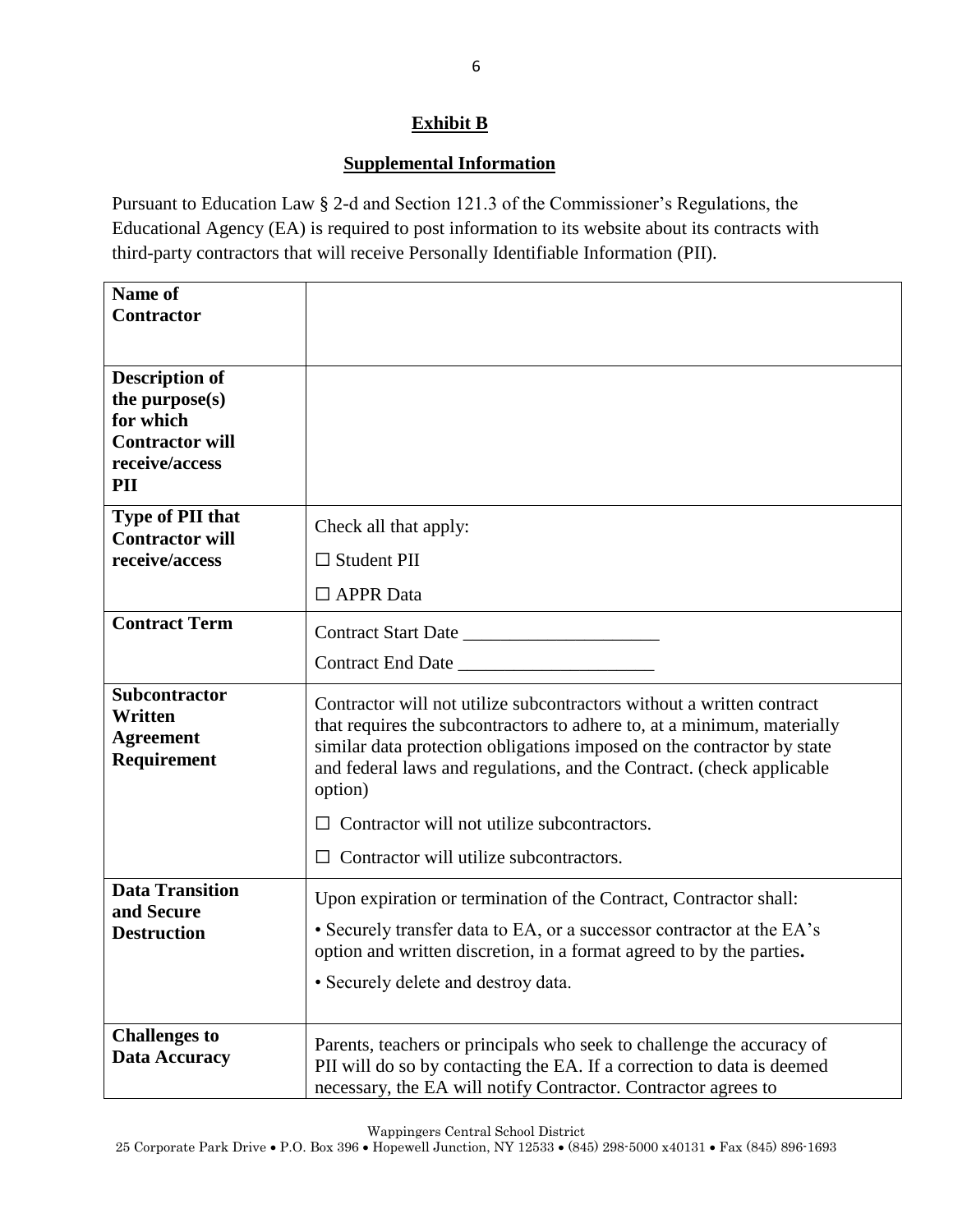**Exhibit B**

**Supplemental Information**

Pursuant to Education Law § 2-d and Section 121.3 of the Commissioner's Regulations, the Educational Agency (EA) is required to post information to its website about its contracts with third-party contractors that will receive Personally Identifiable Information (PII).

| | |
|---|---|
| **Name of Contractor** | |
| **Description of the purpose(s) for which Contractor will receive/access PII** | |
| **Type of PII that Contractor will receive/access** | Check all that apply:<br>☐ Student PII<br>☐ APPR Data |
| **Contract Term** | Contract Start Date _____________________<br>Contract End Date _____________________ |
| **Subcontractor Written Agreement Requirement** | Contractor will not utilize subcontractors without a written contract that requires the subcontractors to adhere to, at a minimum, materially similar data protection obligations imposed on the contractor by state and federal laws and regulations, and the Contract. (check applicable option)<br>☐ Contractor will not utilize subcontractors.<br>☐ Contractor will utilize subcontractors. |
| **Data Transition and Secure Destruction** | Upon expiration or termination of the Contract, Contractor shall:<br>• Securely transfer data to EA, or a successor contractor at the EA's option and written discretion, in a format agreed to by the parties.<br>• Securely delete and destroy data. |
| **Challenges to Data Accuracy** | Parents, teachers or principals who seek to challenge the accuracy of PII will do so by contacting the EA. If a correction to data is deemed necessary, the EA will notify Contractor. Contractor agrees to |

Wappingers Central School District
25 Corporate Park Drive • P.O. Box 396 • Hopewell Junction, NY 12533 • (845) 298-5000 x40131 • Fax (845) 896-1693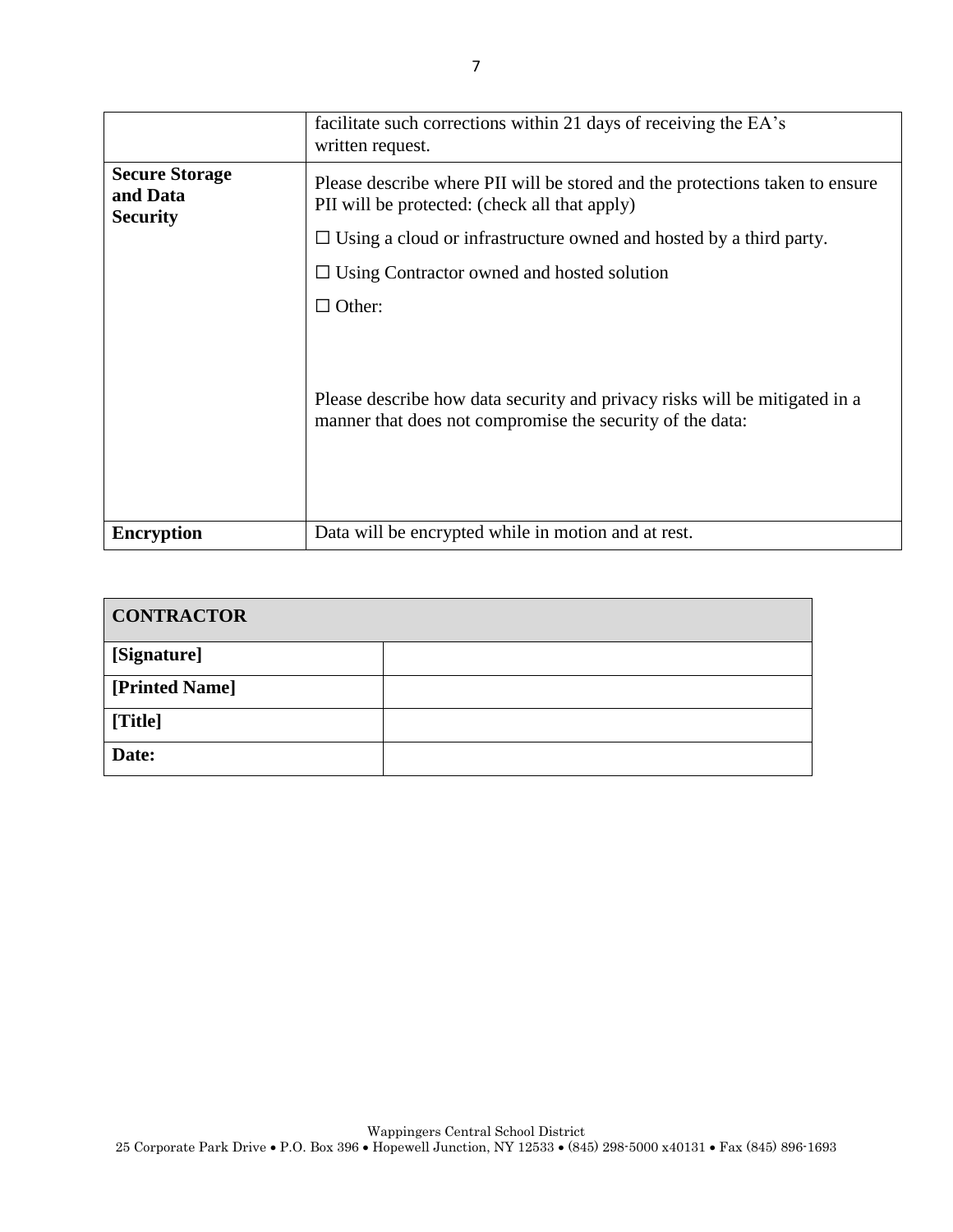| | |
|---|---|
| | facilitate such corrections within 21 days of receiving the EA's written request. |
| **Secure Storage and Data Security** | Please describe where PII will be stored and the protections taken to ensure PII will be protected: (check all that apply)<br><br>☐ Using a cloud or infrastructure owned and hosted by a third party.<br><br>☐ Using Contractor owned and hosted solution<br><br>☐ Other:<br><br>Please describe how data security and privacy risks will be mitigated in a manner that does not compromise the security of the data: |
| **Encryption** | Data will be encrypted while in motion and at rest. |

| **CONTRACTOR** | |
|---|---|
| **[Signature]** | |
| **[Printed Name]** | |
| **[Title]** | |
| **Date:** | |

Wappingers Central School District
25 Corporate Park Drive • P.O. Box 396 • Hopewell Junction, NY 12533 • (845) 298-5000 x40131 • Fax (845) 896-1693